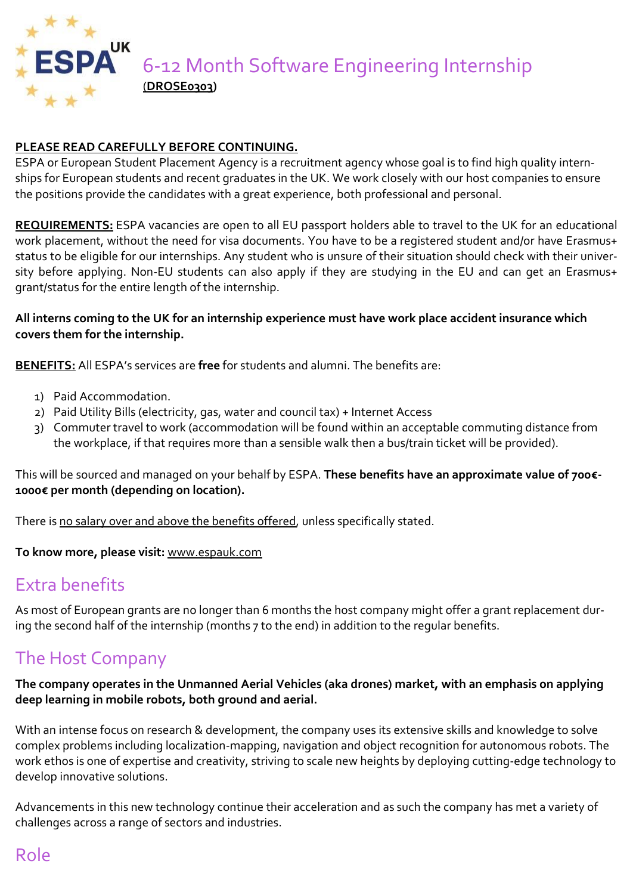# 6-12 Month Software Engineering Internship

(**DROSE0303**)

**PLEASE READ CAREFULLY BEFORE CONTINUING.**

ESPA or European Student Placement Agency is a recruitment agency whose goal is to find high quality internships for European students and recent graduates in the UK. We work closely with our host companies to ensure the positions provide the candidates with a great experience, both professional and personal.

**REQUIREMENTS:** ESPA vacancies are open to all EU passport holders able to travel to the UK for an educational work placement, without the need for visa documents. You have to be a registered student and/or have Erasmus+ status to be eligible for our internships. Any student who is unsure of their situation should check with their university before applying. Non-EU students can also apply if they are studying in the EU and can get an Erasmus+ grant/status for the entire length of the internship.

**All interns coming to the UK for an internship experience must have work place accident insurance which covers them for the internship.**

**BENEFITS:** All ESPA's services are **free** for students and alumni. The benefits are:

1) Paid Accommodation.
2) Paid Utility Bills (electricity, gas, water and council tax) + Internet Access
3) Commuter travel to work (accommodation will be found within an acceptable commuting distance from the workplace, if that requires more than a sensible walk then a bus/train ticket will be provided).

This will be sourced and managed on your behalf by ESPA. **These benefits have an approximate value of 700€-1000€ per month (depending on location).**

There is no salary over and above the benefits offered, unless specifically stated.

**To know more, please visit:** www.espauk.com

## Extra benefits

As most of European grants are no longer than 6 months the host company might offer a grant replacement during the second half of the internship (months 7 to the end) in addition to the regular benefits.

## The Host Company

**The company operates in the Unmanned Aerial Vehicles (aka drones) market, with an emphasis on applying deep learning in mobile robots, both ground and aerial.**

With an intense focus on research & development, the company uses its extensive skills and knowledge to solve complex problems including localization-mapping, navigation and object recognition for autonomous robots. The work ethos is one of expertise and creativity, striving to scale new heights by deploying cutting-edge technology to develop innovative solutions.

Advancements in this new technology continue their acceleration and as such the company has met a variety of challenges across a range of sectors and industries.

## Role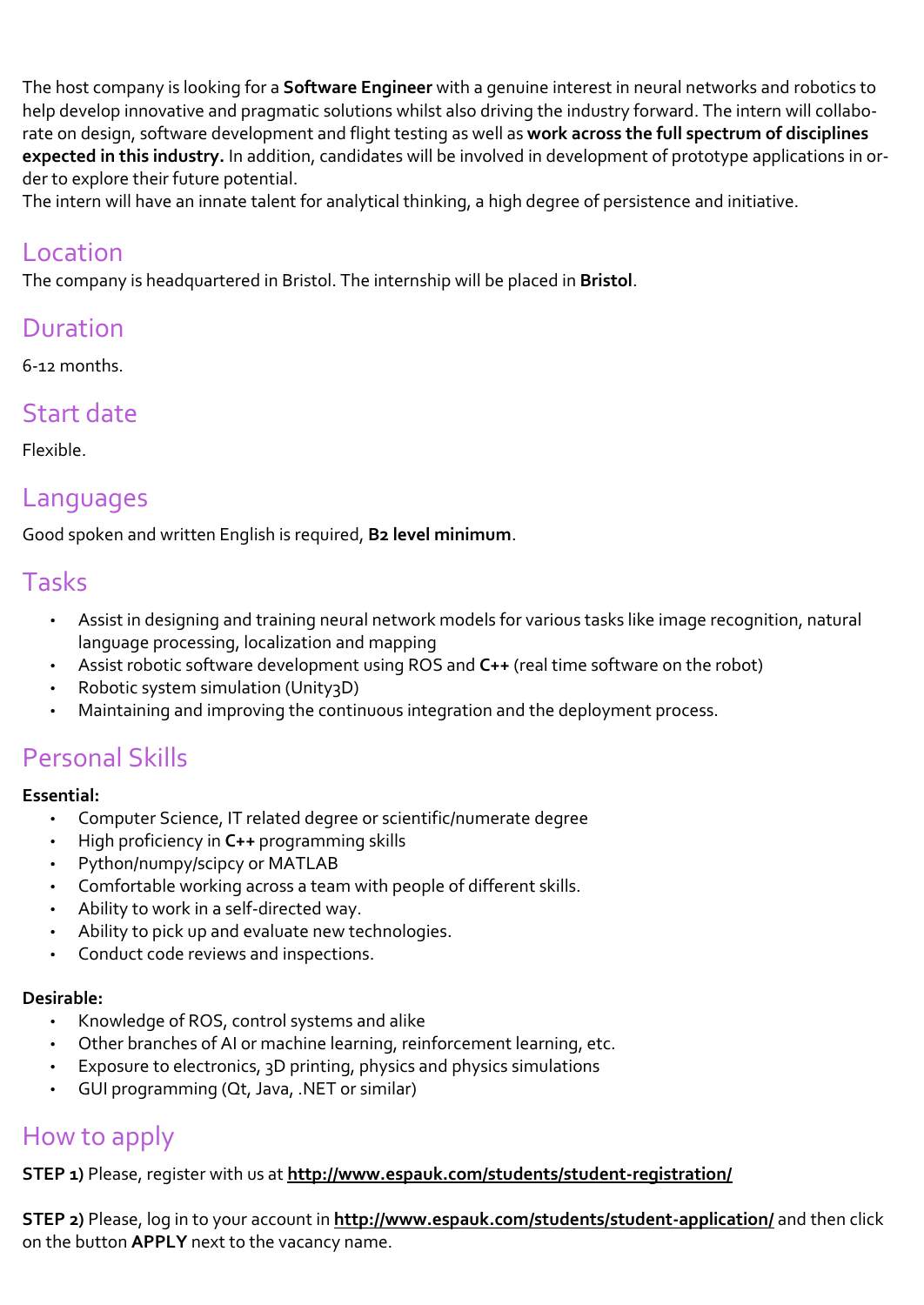The host company is looking for a **Software Engineer** with a genuine interest in neural networks and robotics to help develop innovative and pragmatic solutions whilst also driving the industry forward. The intern will collaborate on design, software development and flight testing as well as **work across the full spectrum of disciplines expected in this industry.** In addition, candidates will be involved in development of prototype applications in order to explore their future potential.
The intern will have an innate talent for analytical thinking, a high degree of persistence and initiative.

## Location

The company is headquartered in Bristol. The internship will be placed in **Bristol**.

## Duration

6-12 months.

## Start date

Flexible.

## Languages

Good spoken and written English is required, **B2 level minimum**.

## Tasks

- Assist in designing and training neural network models for various tasks like image recognition, natural language processing, localization and mapping
- Assist robotic software development using ROS and **C++** (real time software on the robot)
- Robotic system simulation (Unity3D)
- Maintaining and improving the continuous integration and the deployment process.

## Personal Skills

**Essential:**

- Computer Science, IT related degree or scientific/numerate degree
- High proficiency in **C++** programming skills
- Python/numpy/scipcy or MATLAB
- Comfortable working across a team with people of different skills.
- Ability to work in a self-directed way.
- Ability to pick up and evaluate new technologies.
- Conduct code reviews and inspections.

**Desirable:**

- Knowledge of ROS, control systems and alike
- Other branches of AI or machine learning, reinforcement learning, etc.
- Exposure to electronics, 3D printing, physics and physics simulations
- GUI programming (Qt, Java, .NET or similar)

## How to apply

**STEP 1)** Please, register with us at **http://www.espauk.com/students/student-registration/**

**STEP 2)** Please, log in to your account in **http://www.espauk.com/students/student-application/** and then click on the button **APPLY** next to the vacancy name.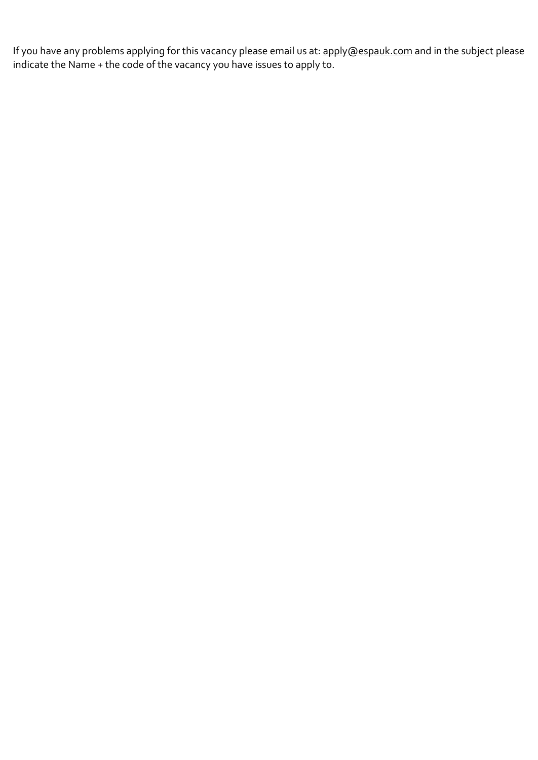If you have any problems applying for this vacancy please email us at: [apply@espauk.com](mailto:apply@espauk.com) and in the subject please indicate the Name + the code of the vacancy you have issues to apply to.